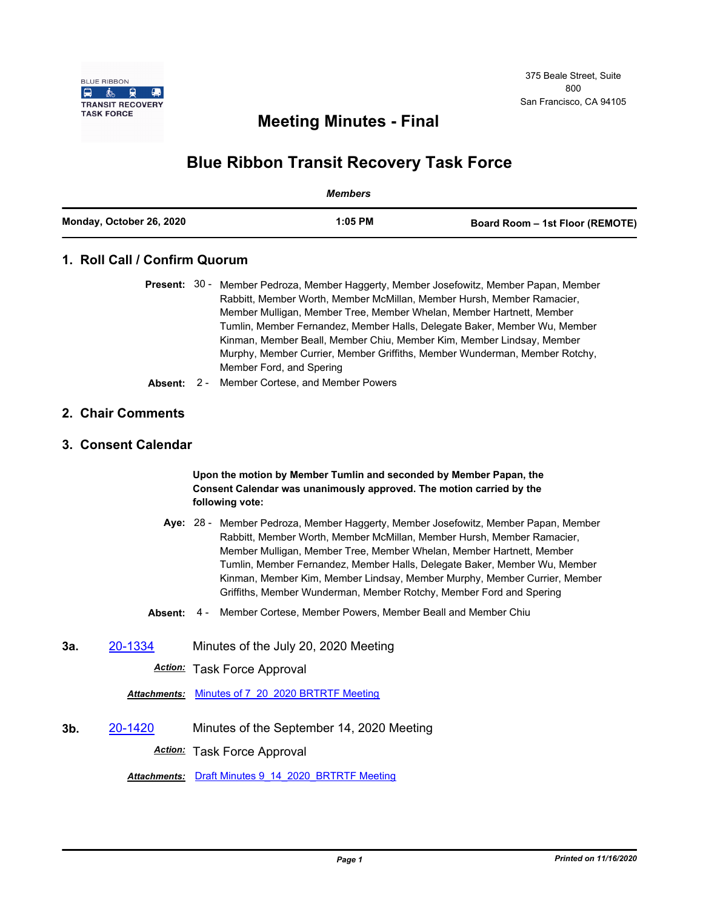BLUE RIBBON TRANSIT RECOVERY TASK FORCE

375 Beale Street, Suite 800
San Francisco, CA 94105

# Meeting Minutes - Final

# Blue Ribbon Transit Recovery Task Force

*Members*

**Monday, October 26, 2020** | **1:05 PM** | **Board Room – 1st Floor (REMOTE)**

## 1. Roll Call / Confirm Quorum

**Present:** 30 - Member Pedroza, Member Haggerty, Member Josefowitz, Member Papan, Member Rabbitt, Member Worth, Member McMillan, Member Hursh, Member Ramacier, Member Mulligan, Member Tree, Member Whelan, Member Hartnett, Member Tumlin, Member Fernandez, Member Halls, Delegate Baker, Member Wu, Member Kinman, Member Beall, Member Chiu, Member Kim, Member Lindsay, Member Murphy, Member Currier, Member Griffiths, Member Wunderman, Member Rotchy, Member Ford, and Spering

**Absent:** 2 - Member Cortese, and Member Powers

## 2. Chair Comments

## 3. Consent Calendar

**Upon the motion by Member Tumlin and seconded by Member Papan, the Consent Calendar was unanimously approved. The motion carried by the following vote:**

**Aye:** 28 - Member Pedroza, Member Haggerty, Member Josefowitz, Member Papan, Member Rabbitt, Member Worth, Member McMillan, Member Hursh, Member Ramacier, Member Mulligan, Member Tree, Member Whelan, Member Hartnett, Member Tumlin, Member Fernandez, Member Halls, Delegate Baker, Member Wu, Member Kinman, Member Kim, Member Lindsay, Member Murphy, Member Currier, Member Griffiths, Member Wunderman, Member Rotchy, Member Ford and Spering

**Absent:** 4 - Member Cortese, Member Powers, Member Beall and Member Chiu

**3a.** 20-1334 Minutes of the July 20, 2020 Meeting

***Action:*** Task Force Approval

***Attachments:*** Minutes of 7_20_2020 BRTRTF Meeting

**3b.** 20-1420 Minutes of the September 14, 2020 Meeting

***Action:*** Task Force Approval

***Attachments:*** Draft Minutes 9_14_2020_BRTRTF Meeting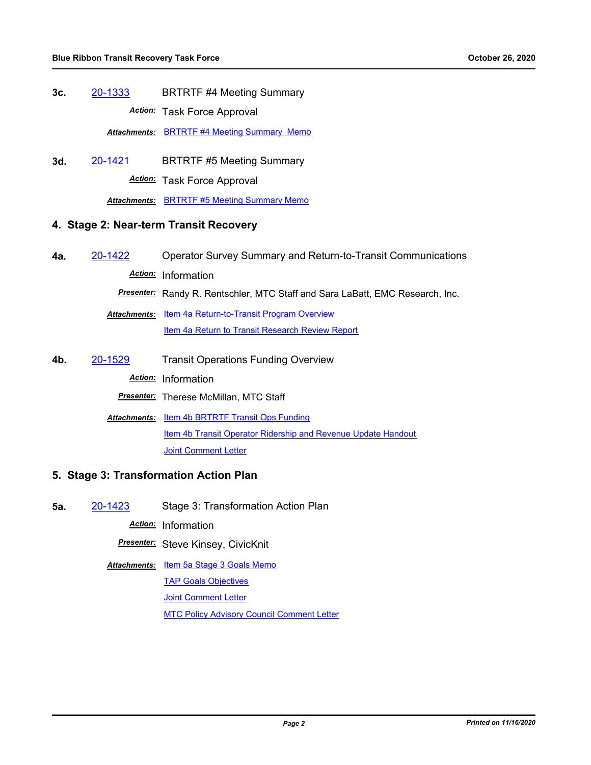**3c.** 20-1333 BRTRTF #4 Meeting Summary

***Action:*** Task Force Approval

***Attachments:*** BRTRTF #4 Meeting Summary Memo

**3d.** 20-1421 BRTRTF #5 Meeting Summary

***Action:*** Task Force Approval

***Attachments:*** BRTRTF #5 Meeting Summary Memo

## 4. Stage 2: Near-term Transit Recovery

**4a.** 20-1422 Operator Survey Summary and Return-to-Transit Communications

***Action:*** Information

***Presenter:*** Randy R. Rentschler, MTC Staff and Sara LaBatt, EMC Research, Inc.

***Attachments:*** Item 4a Return-to-Transit Program Overview

Item 4a Return to Transit Research Review Report

**4b.** 20-1529 Transit Operations Funding Overview

***Action:*** Information

***Presenter:*** Therese McMillan, MTC Staff

***Attachments:*** Item 4b BRTRTF Transit Ops Funding

Item 4b Transit Operator Ridership and Revenue Update Handout

Joint Comment Letter

## 5. Stage 3: Transformation Action Plan

**5a.** 20-1423 Stage 3: Transformation Action Plan

***Action:*** Information

***Presenter:*** Steve Kinsey, CivicKnit

***Attachments:*** Item 5a Stage 3 Goals Memo

TAP Goals Objectives

Joint Comment Letter

MTC Policy Advisory Council Comment Letter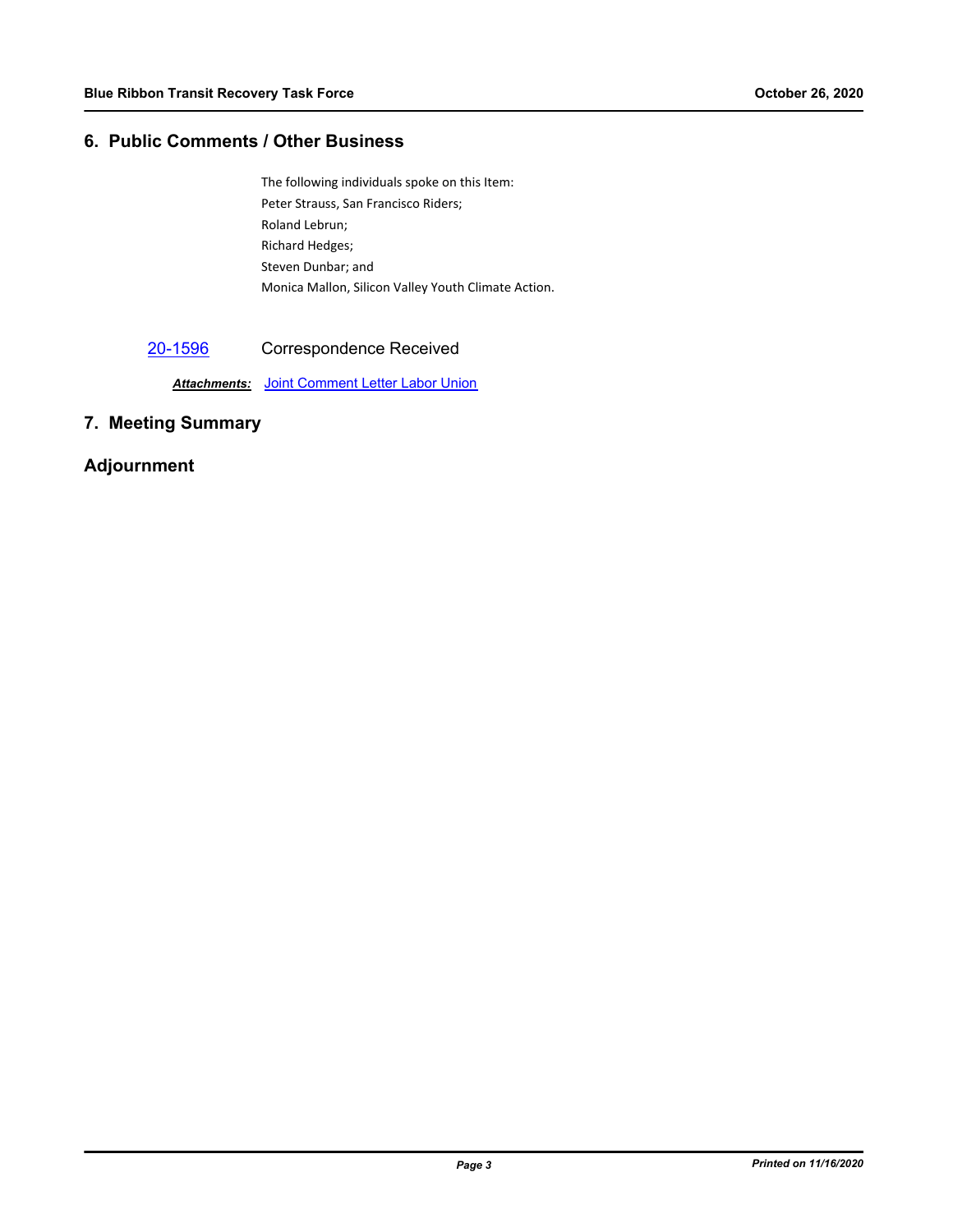## 6. Public Comments / Other Business

The following individuals spoke on this Item:
Peter Strauss, San Francisco Riders;
Roland Lebrun;
Richard Hedges;
Steven Dunbar; and
Monica Mallon, Silicon Valley Youth Climate Action.

20-1596 Correspondence Received

***Attachments:*** Joint Comment Letter Labor Union

## 7. Meeting Summary

## Adjournment